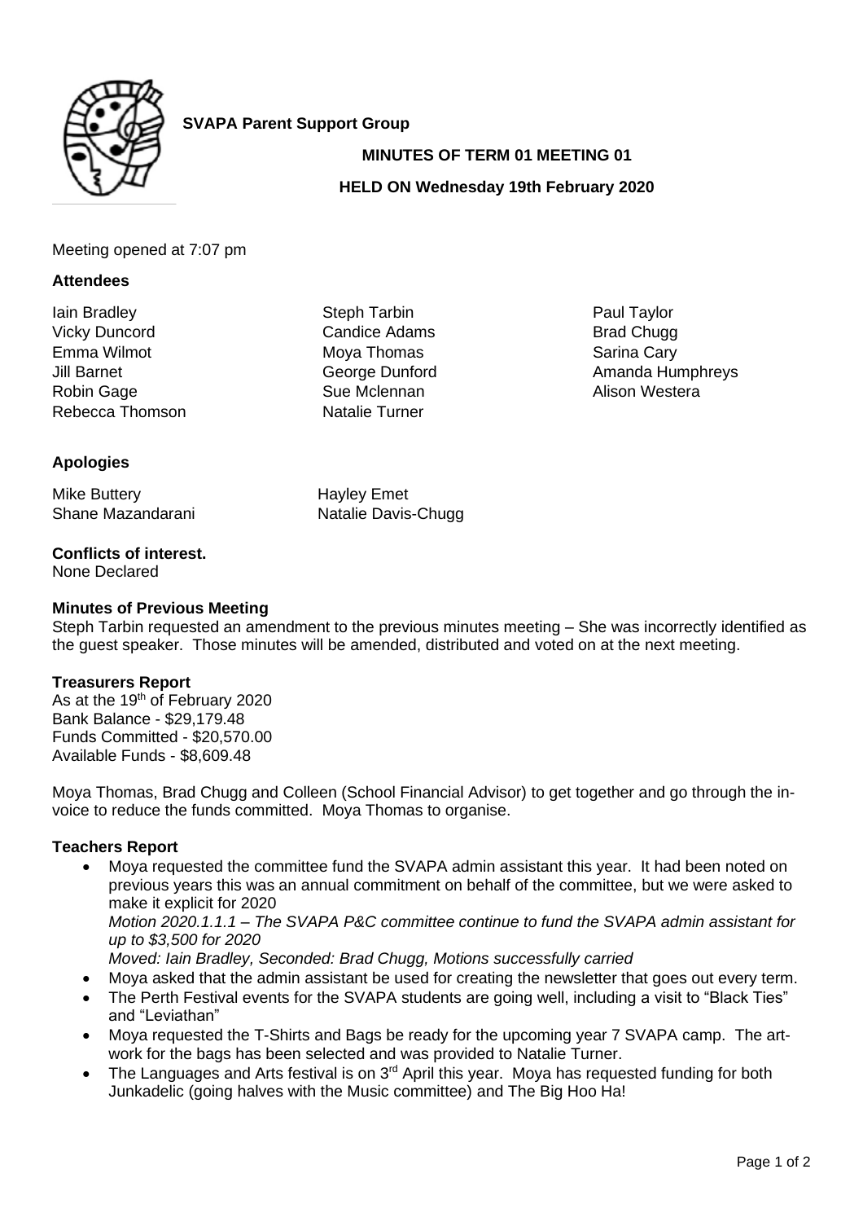**SVAPA Parent Support Group**

**MINUTES OF TERM 01 MEETING 01**

**HELD ON Wednesday 19th February 2020**

Meeting opened at 7:07 pm

**Attendees**

Iain Bradley
Vicky Duncord
Emma Wilmot
Jill Barnet
Robin Gage
Rebecca Thomson
Steph Tarbin
Candice Adams
Moya Thomas
George Dunford
Sue Mclennan
Natalie Turner
Paul Taylor
Brad Chugg
Sarina Cary
Amanda Humphreys
Alison Westera

**Apologies**

Mike Buttery
Shane Mazandarani
Hayley Emet
Natalie Davis-Chugg

**Conflicts of interest.**
None Declared

**Minutes of Previous Meeting**
Steph Tarbin requested an amendment to the previous minutes meeting – She was incorrectly identified as the guest speaker. Those minutes will be amended, distributed and voted on at the next meeting.

**Treasurers Report**
As at the 19th of February 2020
Bank Balance - $29,179.48
Funds Committed - $20,570.00
Available Funds - $8,609.48

Moya Thomas, Brad Chugg and Colleen (School Financial Advisor) to get together and go through the in-voice to reduce the funds committed. Moya Thomas to organise.

**Teachers Report**

- Moya requested the committee fund the SVAPA admin assistant this year. It had been noted on previous years this was an annual commitment on behalf of the committee, but we were asked to make it explicit for 2020
  *Motion 2020.1.1.1 – The SVAPA P&C committee continue to fund the SVAPA admin assistant for up to $3,500 for 2020*
  *Moved: Iain Bradley, Seconded: Brad Chugg, Motions successfully carried*
- Moya asked that the admin assistant be used for creating the newsletter that goes out every term.
- The Perth Festival events for the SVAPA students are going well, including a visit to "Black Ties" and "Leviathan"
- Moya requested the T-Shirts and Bags be ready for the upcoming year 7 SVAPA camp. The art-work for the bags has been selected and was provided to Natalie Turner.
- The Languages and Arts festival is on 3rd April this year. Moya has requested funding for both Junkadelic (going halves with the Music committee) and The Big Hoo Ha!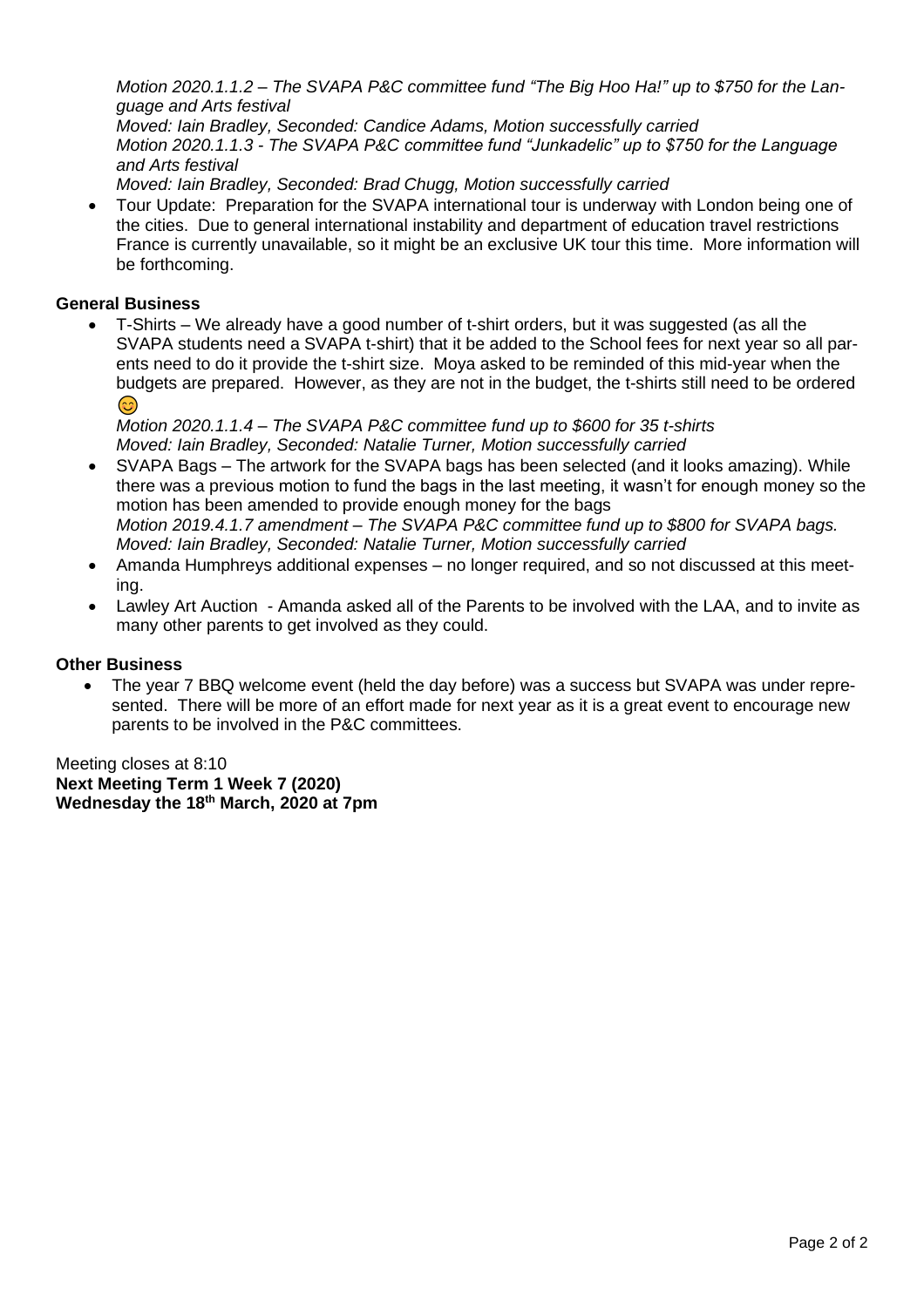*Motion 2020.1.1.2 – The SVAPA P&C committee fund "The Big Hoo Ha!" up to $750 for the Language and Arts festival*
*Moved: Iain Bradley, Seconded: Candice Adams, Motion successfully carried*
*Motion 2020.1.1.3 - The SVAPA P&C committee fund "Junkadelic" up to $750 for the Language and Arts festival*
*Moved: Iain Bradley, Seconded: Brad Chugg, Motion successfully carried*

- Tour Update: Preparation for the SVAPA international tour is underway with London being one of the cities. Due to general international instability and department of education travel restrictions France is currently unavailable, so it might be an exclusive UK tour this time. More information will be forthcoming.

**General Business**

- T-Shirts – We already have a good number of t-shirt orders, but it was suggested (as all the SVAPA students need a SVAPA t-shirt) that it be added to the School fees for next year so all parents need to do it provide the t-shirt size. Moya asked to be reminded of this mid-year when the budgets are prepared. However, as they are not in the budget, the t-shirts still need to be ordered 😊
  *Motion 2020.1.1.4 – The SVAPA P&C committee fund up to $600 for 35 t-shirts*
  *Moved: Iain Bradley, Seconded: Natalie Turner, Motion successfully carried*
- SVAPA Bags – The artwork for the SVAPA bags has been selected (and it looks amazing). While there was a previous motion to fund the bags in the last meeting, it wasn't for enough money so the motion has been amended to provide enough money for the bags
  *Motion 2019.4.1.7 amendment – The SVAPA P&C committee fund up to $800 for SVAPA bags.*
  *Moved: Iain Bradley, Seconded: Natalie Turner, Motion successfully carried*
- Amanda Humphreys additional expenses – no longer required, and so not discussed at this meeting.
- Lawley Art Auction - Amanda asked all of the Parents to be involved with the LAA, and to invite as many other parents to get involved as they could.

**Other Business**

- The year 7 BBQ welcome event (held the day before) was a success but SVAPA was under represented. There will be more of an effort made for next year as it is a great event to encourage new parents to be involved in the P&C committees.

Meeting closes at 8:10
**Next Meeting Term 1 Week 7 (2020)**
**Wednesday the 18th March, 2020 at 7pm**